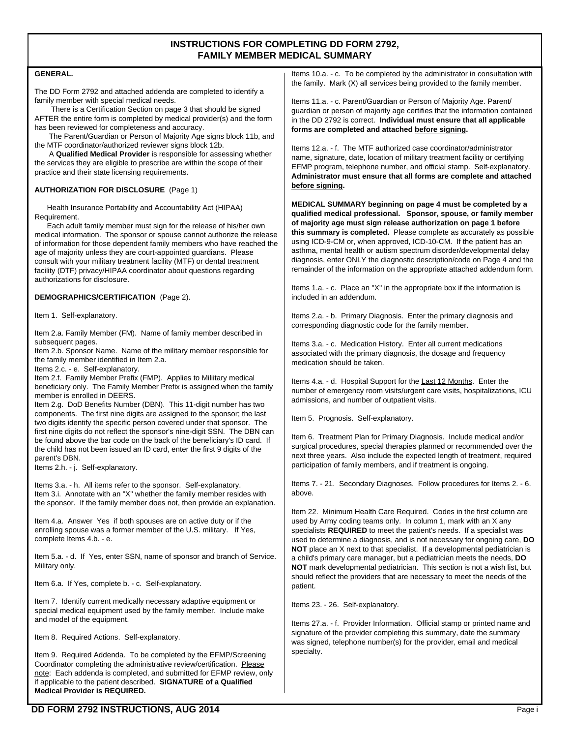# INSTRUCTIONS FOR COMPLETING DD FORM 2792, FAMILY MEMBER MEDICAL SUMMARY

## GENERAL.

The DD Form 2792 and attached addenda are completed to identify a family member with special medical needs.

There is a Certification Section on page 3 that should be signed AFTER the entire form is completed by medical provider(s) and the form has been reviewed for completeness and accuracy.

The Parent/Guardian or Person of Majority Age signs block 11b, and the MTF coordinator/authorized reviewer signs block 12b.

A **Qualified Medical Provider** is responsible for assessing whether the services they are eligible to prescribe are within the scope of their practice and their state licensing requirements.

## AUTHORIZATION FOR DISCLOSURE (Page 1)

Health Insurance Portability and Accountability Act (HIPAA) Requirement.

Each adult family member must sign for the release of his/her own medical information. The sponsor or spouse cannot authorize the release of information for those dependent family members who have reached the age of majority unless they are court-appointed guardians. Please consult with your military treatment facility (MTF) or dental treatment facility (DTF) privacy/HIPAA coordinator about questions regarding authorizations for disclosure.

## DEMOGRAPHICS/CERTIFICATION (Page 2).

Item 1. Self-explanatory.

Item 2.a. Family Member (FM). Name of family member described in subsequent pages.
Item 2.b. Sponsor Name. Name of the military member responsible for the family member identified in Item 2.a.
Items 2.c. - e. Self-explanatory.
Item 2.f. Family Member Prefix (FMP). Applies to Militiary medical beneficiary only. The Family Member Prefix is assigned when the family member is enrolled in DEERS.
Item 2.g. DoD Benefits Number (DBN). This 11-digit number has two components. The first nine digits are assigned to the sponsor; the last two digits identify the specific person covered under that sponsor. The first nine digits do not reflect the sponsor's nine-digit SSN. The DBN can be found above the bar code on the back of the beneficiary's ID card. If the child has not been issued an ID card, enter the first 9 digits of the parent's DBN.
Items 2.h. - j. Self-explanatory.

Items 3.a. - h. All items refer to the sponsor. Self-explanatory.
Item 3.i. Annotate with an "X" whether the family member resides with the sponsor. If the family member does not, then provide an explanation.

Item 4.a. Answer Yes if both spouses are on active duty or if the enrolling spouse was a former member of the U.S. military. If Yes, complete Items 4.b. - e.

Item 5.a. - d. If Yes, enter SSN, name of sponsor and branch of Service. Military only.

Item 6.a. If Yes, complete b. - c. Self-explanatory.

Item 7. Identify current medically necessary adaptive equipment or special medical equipment used by the family member. Include make and model of the equipment.

Item 8. Required Actions. Self-explanatory.

Item 9. Required Addenda. To be completed by the EFMP/Screening Coordinator completing the administrative review/certification. Please note: Each addenda is completed, and submitted for EFMP review, only if applicable to the patient described. **SIGNATURE of a Qualified Medical Provider is REQUIRED.**

Items 10.a. - c. To be completed by the administrator in consultation with the family. Mark (X) all services being provided to the family member.

Items 11.a. - c. Parent/Guardian or Person of Majority Age. Parent/guardian or person of majority age certifies that the information contained in the DD 2792 is correct. **Individual must ensure that all applicable forms are completed and attached before signing.**

Items 12.a. - f. The MTF authorized case coordinator/administrator name, signature, date, location of military treatment facility or certifying EFMP program, telephone number, and official stamp. Self-explanatory. **Administrator must ensure that all forms are complete and attached before signing.**

**MEDICAL SUMMARY beginning on page 4 must be completed by a qualified medical professional. Sponsor, spouse, or family member of majority age must sign release authorization on page 1 before this summary is completed.** Please complete as accurately as possible using ICD-9-CM or, when approved, ICD-10-CM. If the patient has an asthma, mental health or autism spectrum disorder/developmental delay diagnosis, enter ONLY the diagnostic description/code on Page 4 and the remainder of the information on the appropriate attached addendum form.

Items 1.a. - c. Place an "X" in the appropriate box if the information is included in an addendum.

Items 2.a. - b. Primary Diagnosis. Enter the primary diagnosis and corresponding diagnostic code for the family member.

Items 3.a. - c. Medication History. Enter all current medications associated with the primary diagnosis, the dosage and frequency medication should be taken.

Items 4.a. - d. Hospital Support for the Last 12 Months. Enter the number of emergency room visits/urgent care visits, hospitalizations, ICU admissions, and number of outpatient visits.

Item 5. Prognosis. Self-explanatory.

Item 6. Treatment Plan for Primary Diagnosis. Include medical and/or surgical procedures, special therapies planned or recommended over the next three years. Also include the expected length of treatment, required participation of family members, and if treatment is ongoing.

Items 7. - 21. Secondary Diagnoses. Follow procedures for Items 2. - 6. above.

Item 22. Minimum Health Care Required. Codes in the first column are used by Army coding teams only. In column 1, mark with an X any specialists **REQUIRED** to meet the patient's needs. If a specialist was used to determine a diagnosis, and is not necessary for ongoing care, **DO NOT** place an X next to that specialist. If a developmental pediatrician is a child's primary care manager, but a pediatrician meets the needs, **DO NOT** mark developmental pediatrician. This section is not a wish list, but should reflect the providers that are necessary to meet the needs of the patient.

Items 23. - 26. Self-explanatory.

Items 27.a. - f. Provider Information. Official stamp or printed name and signature of the provider completing this summary, date the summary was signed, telephone number(s) for the provider, email and medical specialty.

**DD FORM 2792 INSTRUCTIONS, AUG 2014**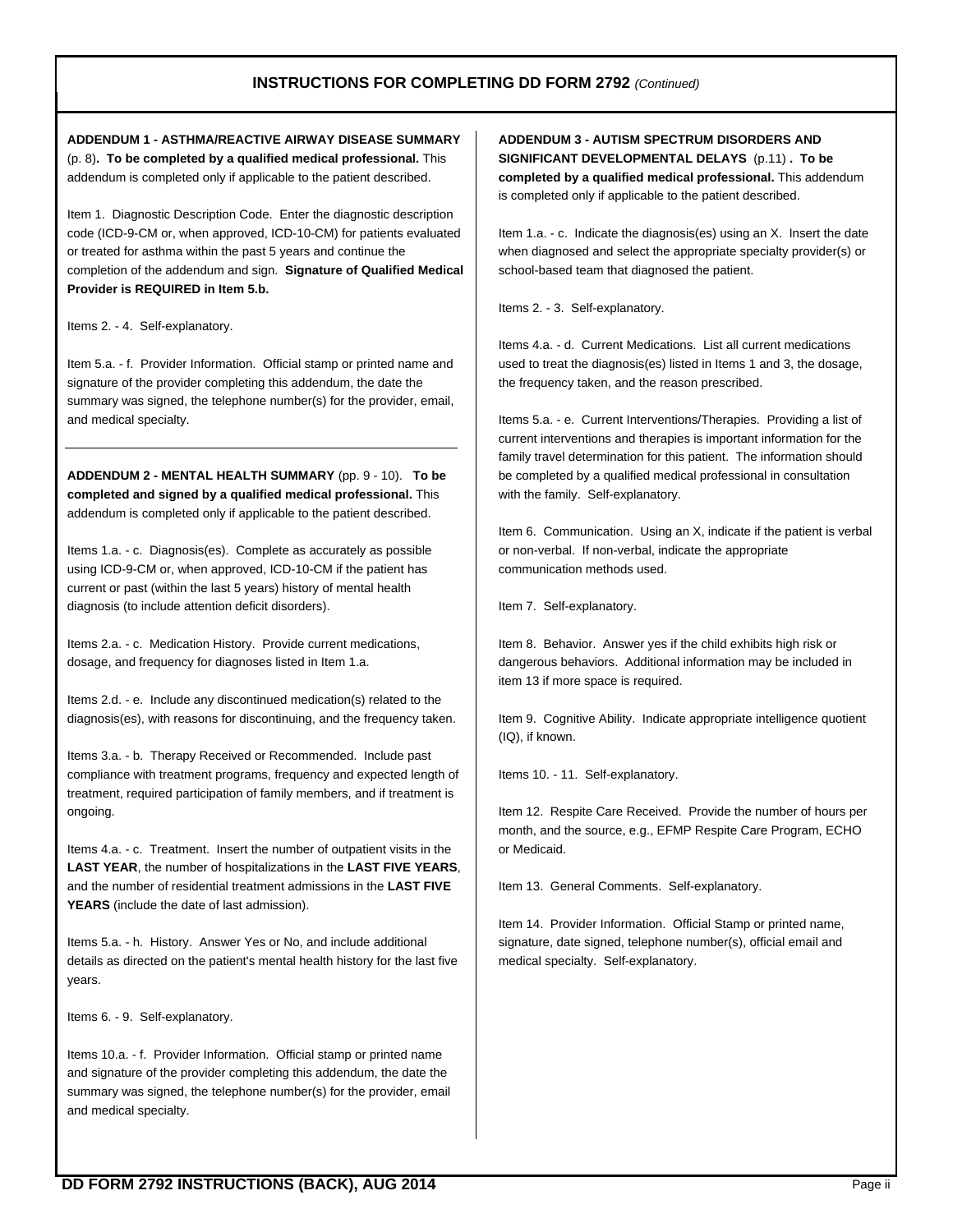## INSTRUCTIONS FOR COMPLETING DD FORM 2792 *(Continued)*

**ADDENDUM 1 - ASTHMA/REACTIVE AIRWAY DISEASE SUMMARY** (p. 8)**. To be completed by a qualified medical professional.** This addendum is completed only if applicable to the patient described.

Item 1. Diagnostic Description Code. Enter the diagnostic description code (ICD-9-CM or, when approved, ICD-10-CM) for patients evaluated or treated for asthma within the past 5 years and continue the completion of the addendum and sign. **Signature of Qualified Medical Provider is REQUIRED in Item 5.b.**

Items 2. - 4. Self-explanatory.

Item 5.a. - f. Provider Information. Official stamp or printed name and signature of the provider completing this addendum, the date the summary was signed, the telephone number(s) for the provider, email, and medical specialty.

---

**ADDENDUM 2 - MENTAL HEALTH SUMMARY** (pp. 9 - 10). **To be completed and signed by a qualified medical professional.** This addendum is completed only if applicable to the patient described.

Items 1.a. - c. Diagnosis(es). Complete as accurately as possible using ICD-9-CM or, when approved, ICD-10-CM if the patient has current or past (within the last 5 years) history of mental health diagnosis (to include attention deficit disorders).

Items 2.a. - c. Medication History. Provide current medications, dosage, and frequency for diagnoses listed in Item 1.a.

Items 2.d. - e. Include any discontinued medication(s) related to the diagnosis(es), with reasons for discontinuing, and the frequency taken.

Items 3.a. - b. Therapy Received or Recommended. Include past compliance with treatment programs, frequency and expected length of treatment, required participation of family members, and if treatment is ongoing.

Items 4.a. - c. Treatment. Insert the number of outpatient visits in the **LAST YEAR**, the number of hospitalizations in the **LAST FIVE YEARS**, and the number of residential treatment admissions in the **LAST FIVE YEARS** (include the date of last admission).

Items 5.a. - h. History. Answer Yes or No, and include additional details as directed on the patient's mental health history for the last five years.

Items 6. - 9. Self-explanatory.

Items 10.a. - f. Provider Information. Official stamp or printed name and signature of the provider completing this addendum, the date the summary was signed, the telephone number(s) for the provider, email and medical specialty.

**ADDENDUM 3 - AUTISM SPECTRUM DISORDERS AND SIGNIFICANT DEVELOPMENTAL DELAYS** (p.11) **. To be completed by a qualified medical professional.** This addendum is completed only if applicable to the patient described.

Item 1.a. - c. Indicate the diagnosis(es) using an X. Insert the date when diagnosed and select the appropriate specialty provider(s) or school-based team that diagnosed the patient.

Items 2. - 3. Self-explanatory.

Items 4.a. - d. Current Medications. List all current medications used to treat the diagnosis(es) listed in Items 1 and 3, the dosage, the frequency taken, and the reason prescribed.

Items 5.a. - e. Current Interventions/Therapies. Providing a list of current interventions and therapies is important information for the family travel determination for this patient. The information should be completed by a qualified medical professional in consultation with the family. Self-explanatory.

Item 6. Communication. Using an X, indicate if the patient is verbal or non-verbal. If non-verbal, indicate the appropriate communication methods used.

Item 7. Self-explanatory.

Item 8. Behavior. Answer yes if the child exhibits high risk or dangerous behaviors. Additional information may be included in item 13 if more space is required.

Item 9. Cognitive Ability. Indicate appropriate intelligence quotient (IQ), if known.

Items 10. - 11. Self-explanatory.

Item 12. Respite Care Received. Provide the number of hours per month, and the source, e.g., EFMP Respite Care Program, ECHO or Medicaid.

Item 13. General Comments. Self-explanatory.

Item 14. Provider Information. Official Stamp or printed name, signature, date signed, telephone number(s), official email and medical specialty. Self-explanatory.

**DD FORM 2792 INSTRUCTIONS (BACK), AUG 2014**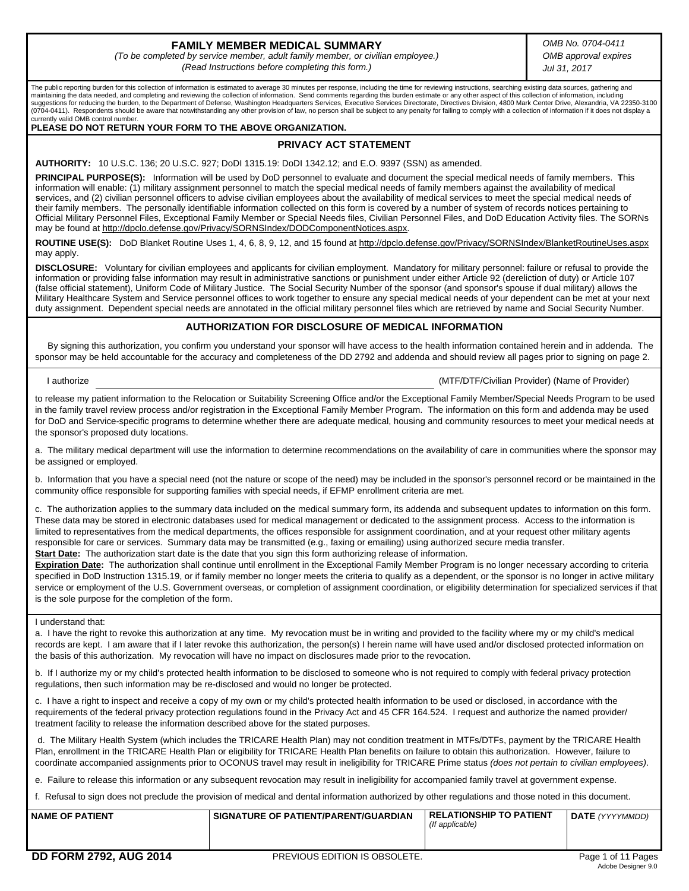# FAMILY MEMBER MEDICAL SUMMARY

*(To be completed by service member, adult family member, or civilian employee.)*
*(Read Instructions before completing this form.)*

*OMB No. 0704-0411*
*OMB approval expires*
*Jul 31, 2017*

The public reporting burden for this collection of information is estimated to average 30 minutes per response, including the time for reviewing instructions, searching existing data sources, gathering and maintaining the data needed, and completing and reviewing the collection of information. Send comments regarding this burden estimate or any other aspect of this collection of information, including suggestions for reducing the burden, to the Department of Defense, Washington Headquarters Services, Executive Services Directorate, Directives Division, 4800 Mark Center Drive, Alexandria, VA 22350-3100 (0704-0411). Respondents should be aware that notwithstanding any other provision of law, no person shall be subject to any penalty for failing to comply with a collection of information if it does not display a currently valid OMB control number.

**PLEASE DO NOT RETURN YOUR FORM TO THE ABOVE ORGANIZATION.**

## PRIVACY ACT STATEMENT

**AUTHORITY:** 10 U.S.C. 136; 20 U.S.C. 927; DoDI 1315.19: DoDI 1342.12; and E.O. 9397 (SSN) as amended.

**PRINCIPAL PURPOSE(S):** Information will be used by DoD personnel to evaluate and document the special medical needs of family members. **T**his information will enable: (1) military assignment personnel to match the special medical needs of family members against the availability of medical **s**ervices, and (2) civilian personnel officers to advise civilian employees about the availability of medical services to meet the special medical needs of their family members. The personally identifiable information collected on this form is covered by a number of system of records notices pertaining to Official Military Personnel Files, Exceptional Family Member or Special Needs files, Civilian Personnel Files, and DoD Education Activity files. The SORNs may be found at http://dpclo.defense.gov/Privacy/SORNSIndex/DODComponentNotices.aspx.

**ROUTINE USE(S):** DoD Blanket Routine Uses 1, 4, 6, 8, 9, 12, and 15 found at http://dpclo.defense.gov/Privacy/SORNSIndex/BlanketRoutineUses.aspx may apply.

**DISCLOSURE:** Voluntary for civilian employees and applicants for civilian employment. Mandatory for military personnel: failure or refusal to provide the information or providing false information may result in administrative sanctions or punishment under either Article 92 (dereliction of duty) or Article 107 (false official statement), Uniform Code of Military Justice. The Social Security Number of the sponsor (and sponsor's spouse if dual military) allows the Military Healthcare System and Service personnel offices to work together to ensure any special medical needs of your dependent can be met at your next duty assignment. Dependent special needs are annotated in the official military personnel files which are retrieved by name and Social Security Number.

## AUTHORIZATION FOR DISCLOSURE OF MEDICAL INFORMATION

By signing this authorization, you confirm you understand your sponsor will have access to the health information contained herein and in addenda. The sponsor may be held accountable for the accuracy and completeness of the DD 2792 and addenda and should review all pages prior to signing on page 2.

I authorize ______________________________ (MTF/DTF/Civilian Provider) (Name of Provider)

to release my patient information to the Relocation or Suitability Screening Office and/or the Exceptional Family Member/Special Needs Program to be used in the family travel review process and/or registration in the Exceptional Family Member Program. The information on this form and addenda may be used for DoD and Service-specific programs to determine whether there are adequate medical, housing and community resources to meet your medical needs at the sponsor's proposed duty locations.

a. The military medical department will use the information to determine recommendations on the availability of care in communities where the sponsor may be assigned or employed.

b. Information that you have a special need (not the nature or scope of the need) may be included in the sponsor's personnel record or be maintained in the community office responsible for supporting families with special needs, if EFMP enrollment criteria are met.

c. The authorization applies to the summary data included on the medical summary form, its addenda and subsequent updates to information on this form. These data may be stored in electronic databases used for medical management or dedicated to the assignment process. Access to the information is limited to representatives from the medical departments, the offices responsible for assignment coordination, and at your request other military agents responsible for care or services. Summary data may be transmitted (e.g., faxing or emailing) using authorized secure media transfer.

**Start Date:** The authorization start date is the date that you sign this form authorizing release of information.

**Expiration Date:** The authorization shall continue until enrollment in the Exceptional Family Member Program is no longer necessary according to criteria specified in DoD Instruction 1315.19, or if family member no longer meets the criteria to qualify as a dependent, or the sponsor is no longer in active military service or employment of the U.S. Government overseas, or completion of assignment coordination, or eligibility determination for specialized services if that is the sole purpose for the completion of the form.

I understand that:

a. I have the right to revoke this authorization at any time. My revocation must be in writing and provided to the facility where my or my child's medical records are kept. I am aware that if I later revoke this authorization, the person(s) I herein name will have used and/or disclosed protected information on the basis of this authorization. My revocation will have no impact on disclosures made prior to the revocation.

b. If I authorize my or my child's protected health information to be disclosed to someone who is not required to comply with federal privacy protection regulations, then such information may be re-disclosed and would no longer be protected.

c. I have a right to inspect and receive a copy of my own or my child's protected health information to be used or disclosed, in accordance with the requirements of the federal privacy protection regulations found in the Privacy Act and 45 CFR 164.524. I request and authorize the named provider/ treatment facility to release the information described above for the stated purposes.

d. The Military Health System (which includes the TRICARE Health Plan) may not condition treatment in MTFs/DTFs, payment by the TRICARE Health Plan, enrollment in the TRICARE Health Plan or eligibility for TRICARE Health Plan benefits on failure to obtain this authorization. However, failure to coordinate accompanied assignments prior to OCONUS travel may result in ineligibility for TRICARE Prime status *(does not pertain to civilian employees)*.

e. Failure to release this information or any subsequent revocation may result in ineligibility for accompanied family travel at government expense.

f. Refusal to sign does not preclude the provision of medical and dental information authorized by other regulations and those noted in this document.

| NAME OF PATIENT | SIGNATURE OF PATIENT/PARENT/GUARDIAN | RELATIONSHIP TO PATIENT *(If applicable)* | DATE *(YYYYMMDD)* |
|---|---|---|---|
| | | | |

**DD FORM 2792, AUG 2014** PREVIOUS EDITION IS OBSOLETE.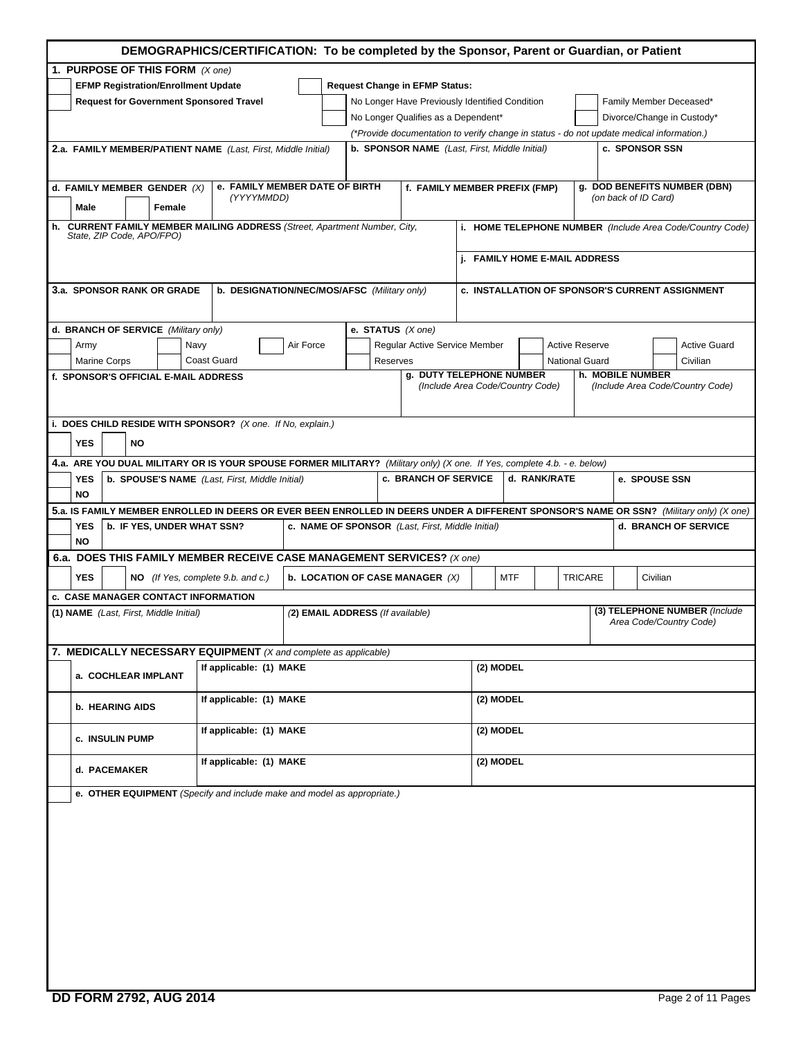## DEMOGRAPHICS/CERTIFICATION: To be completed by the Sponsor, Parent or Guardian, or Patient

**1. PURPOSE OF THIS FORM** *(X one)*

| | | | |
|---|---|---|---|
| ☐ **EFMP Registration/Enrollment Update** | ☐ **Request Change in EFMP Status:** | | |
| ☐ **Request for Government Sponsored Travel** | ☐ No Longer Have Previously Identified Condition | ☐ Family Member Deceased* | |
| | ☐ No Longer Qualifies as a Dependent* | ☐ Divorce/Change in Custody* | |

*(*Provide documentation to verify change in status - do not update medical information.)*

| **2.a. FAMILY MEMBER/PATIENT NAME** *(Last, First, Middle Initial)* | **b. SPONSOR NAME** *(Last, First, Middle Initial)* | **c. SPONSOR SSN** |
|---|---|---|
| | | |

| **d. FAMILY MEMBER GENDER** *(X)* | **e. FAMILY MEMBER DATE OF BIRTH** *(YYYYMMDD)* | **f. FAMILY MEMBER PREFIX (FMP)** | **g. DOD BENEFITS NUMBER (DBN)** *(on back of ID Card)* |
|---|---|---|---|
| ☐ **Male** ☐ **Female** | | | |

| **h. CURRENT FAMILY MEMBER MAILING ADDRESS** *(Street, Apartment Number, City, State, ZIP Code, APO/FPO)* | **i. HOME TELEPHONE NUMBER** *(Include Area Code/Country Code)* |
|---|---|
| | **j. FAMILY HOME E-MAIL ADDRESS** |

| **3.a. SPONSOR RANK OR GRADE** | **b. DESIGNATION/NEC/MOS/AFSC** *(Military only)* | **c. INSTALLATION OF SPONSOR'S CURRENT ASSIGNMENT** |
|---|---|---|
| | | |

**d. BRANCH OF SERVICE** *(Military only)*

☐ Army ☐ Navy ☐ Air Force ☐ Marine Corps ☐ Coast Guard

**e. STATUS** *(X one)*

☐ Regular Active Service Member ☐ Active Reserve ☐ Active Guard ☐ Reserves ☐ National Guard ☐ Civilian

| **f. SPONSOR'S OFFICIAL E-MAIL ADDRESS** | **g. DUTY TELEPHONE NUMBER** *(Include Area Code/Country Code)* | **h. MOBILE NUMBER** *(Include Area Code/Country Code)* |
|---|---|---|
| | | |

**i. DOES CHILD RESIDE WITH SPONSOR?** *(X one. If No, explain.)*

☐ **YES** ☐ **NO**

**4.a. ARE YOU DUAL MILITARY OR IS YOUR SPOUSE FORMER MILITARY?** *(Military only) (X one. If Yes, complete 4.b. - e. below)*

| | **b. SPOUSE'S NAME** *(Last, First, Middle Initial)* | **c. BRANCH OF SERVICE** | **d. RANK/RATE** | **e. SPOUSE SSN** |
|---|---|---|---|---|
| ☐ **YES** ☐ **NO** | | | | |

**5.a. IS FAMILY MEMBER ENROLLED IN DEERS OR EVER BEEN ENROLLED IN DEERS UNDER A DIFFERENT SPONSOR'S NAME OR SSN?** *(Military only) (X one)*

| | **b. IF YES, UNDER WHAT SSN?** | **c. NAME OF SPONSOR** *(Last, First, Middle Initial)* | **d. BRANCH OF SERVICE** |
|---|---|---|---|
| ☐ **YES** ☐ **NO** | | | |

**6.a. DOES THIS FAMILY MEMBER RECEIVE CASE MANAGEMENT SERVICES?** *(X one)*

☐ **YES** ☐ **NO** *(If Yes, complete 9.b. and c.)*

**b. LOCATION OF CASE MANAGER** *(X)* ☐ MTF ☐ TRICARE ☐ Civilian

**c. CASE MANAGER CONTACT INFORMATION**

| **(1) NAME** *(Last, First, Middle Initial)* | **(2) EMAIL ADDRESS** *(If available)* | **(3) TELEPHONE NUMBER** *(Include Area Code/Country Code)* |
|---|---|---|
| | | |

**7. MEDICALLY NECESSARY EQUIPMENT** *(X and complete as applicable)*

| | Equipment | If applicable: (1) MAKE | (2) MODEL |
|---|---|---|---|
| ☐ | **a. COCHLEAR IMPLANT** | | |
| ☐ | **b. HEARING AIDS** | | |
| ☐ | **c. INSULIN PUMP** | | |
| ☐ | **d. PACEMAKER** | | |

☐ **e. OTHER EQUIPMENT** *(Specify and include make and model as appropriate.)*

**DD FORM 2792, AUG 2014**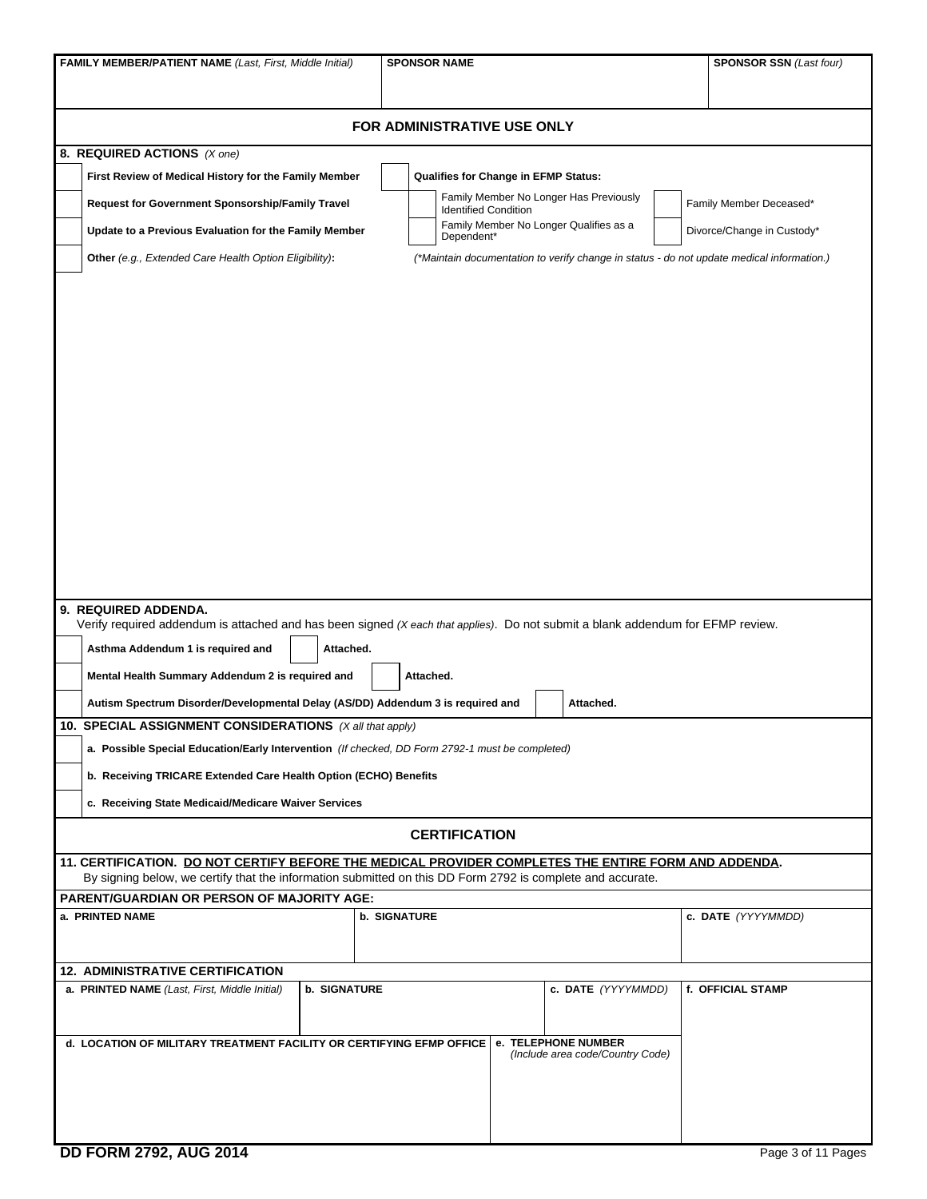| FAMILY MEMBER/PATIENT NAME *(Last, First, Middle Initial)* | SPONSOR NAME | SPONSOR SSN *(Last four)* |
|---|---|---|
| | | |

## FOR ADMINISTRATIVE USE ONLY

**8. REQUIRED ACTIONS** *(X one)*

- ☐ **First Review of Medical History for the Family Member**
- ☐ **Request for Government Sponsorship/Family Travel**
- ☐ **Update to a Previous Evaluation for the Family Member**
- ☐ **Other** *(e.g., Extended Care Health Option Eligibility)***:**
- ☐ **Qualifies for Change in EFMP Status:**
  - ☐ Family Member No Longer Has Previously Identified Condition
  - ☐ Family Member Deceased*
  - ☐ Family Member No Longer Qualifies as a Dependent*
  - ☐ Divorce/Change in Custody*

*(*Maintain documentation to verify change in status - do not update medical information.)*

**9. REQUIRED ADDENDA.**
Verify required addendum is attached and has been signed *(X each that applies)*. Do not submit a blank addendum for EFMP review.

- ☐ **Asthma Addendum 1 is required and** ☐ **Attached.**
- ☐ **Mental Health Summary Addendum 2 is required and** ☐ **Attached.**
- ☐ **Autism Spectrum Disorder/Developmental Delay (AS/DD) Addendum 3 is required and** ☐ **Attached.**

**10. SPECIAL ASSIGNMENT CONSIDERATIONS** *(X all that apply)*

- ☐ **a. Possible Special Education/Early Intervention** *(If checked, DD Form 2792-1 must be completed)*
- ☐ **b. Receiving TRICARE Extended Care Health Option (ECHO) Benefits**
- ☐ **c. Receiving State Medicaid/Medicare Waiver Services**

## CERTIFICATION

**11. CERTIFICATION. DO NOT CERTIFY BEFORE THE MEDICAL PROVIDER COMPLETES THE ENTIRE FORM AND ADDENDA.**
By signing below, we certify that the information submitted on this DD Form 2792 is complete and accurate.

**PARENT/GUARDIAN OR PERSON OF MAJORITY AGE:**

| a. PRINTED NAME | b. SIGNATURE | c. DATE *(YYYYMMDD)* |
|---|---|---|
| | | |

**12. ADMINISTRATIVE CERTIFICATION**

| a. PRINTED NAME *(Last, First, Middle Initial)* | b. SIGNATURE | c. DATE *(YYYYMMDD)* | f. OFFICIAL STAMP |
|---|---|---|---|
| | | | |
| d. LOCATION OF MILITARY TREATMENT FACILITY OR CERTIFYING EFMP OFFICE | | e. TELEPHONE NUMBER *(Include area code/Country Code)* | |
| | | | |

DD FORM 2792, AUG 2014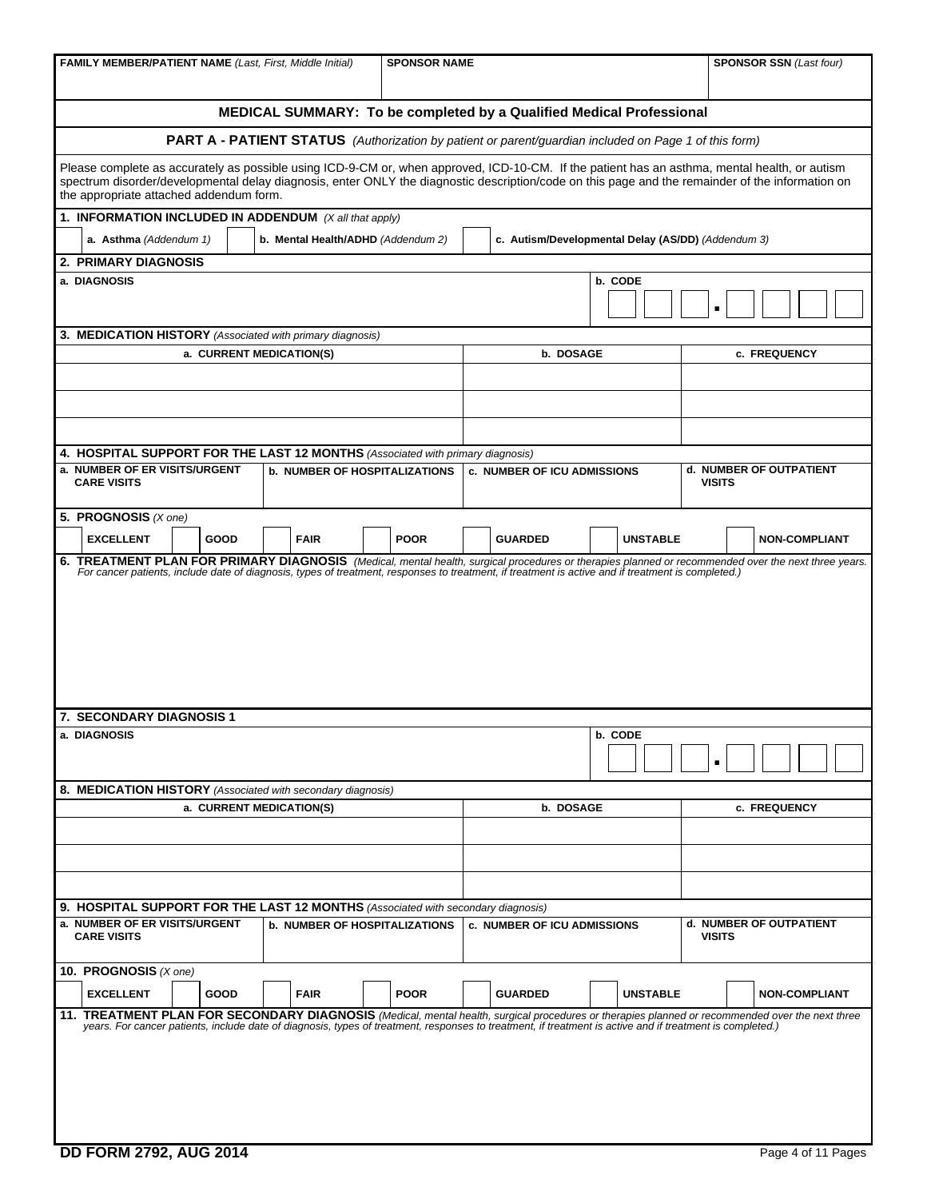| FAMILY MEMBER/PATIENT NAME *(Last, First, Middle Initial)* | SPONSOR NAME | SPONSOR SSN *(Last four)* |
|---|---|---|
| | | |

## MEDICAL SUMMARY: To be completed by a Qualified Medical Professional

### PART A - PATIENT STATUS *(Authorization by patient or parent/guardian included on Page 1 of this form)*

Please complete as accurately as possible using ICD-9-CM or, when approved, ICD-10-CM. If the patient has an asthma, mental health, or autism spectrum disorder/developmental delay diagnosis, enter ONLY the diagnostic description/code on this page and the remainder of the information on the appropriate attached addendum form.

**1. INFORMATION INCLUDED IN ADDENDUM** *(X all that apply)*

- [ ] **a. Asthma** *(Addendum 1)*
- [ ] **b. Mental Health/ADHD** *(Addendum 2)*
- [ ] **c. Autism/Developmental Delay (AS/DD)** *(Addendum 3)*

**2. PRIMARY DIAGNOSIS**

| a. DIAGNOSIS | b. CODE |
|---|---|
| | ___ ___ ___ . ___ ___ ___ ___ |

**3. MEDICATION HISTORY** *(Associated with primary diagnosis)*

| a. CURRENT MEDICATION(S) | b. DOSAGE | c. FREQUENCY |
|---|---|---|
| | | |
| | | |
| | | |

**4. HOSPITAL SUPPORT FOR THE LAST 12 MONTHS** *(Associated with primary diagnosis)*

| a. NUMBER OF ER VISITS/URGENT CARE VISITS | b. NUMBER OF HOSPITALIZATIONS | c. NUMBER OF ICU ADMISSIONS | d. NUMBER OF OUTPATIENT VISITS |
|---|---|---|---|
| | | | |

**5. PROGNOSIS** *(X one)*

- [ ] EXCELLENT
- [ ] GOOD
- [ ] FAIR
- [ ] POOR
- [ ] GUARDED
- [ ] UNSTABLE
- [ ] NON-COMPLIANT

**6. TREATMENT PLAN FOR PRIMARY DIAGNOSIS** *(Medical, mental health, surgical procedures or therapies planned or recommended over the next three years. For cancer patients, include date of diagnosis, types of treatment, responses to treatment, if treatment is active and if treatment is completed.)*

**7. SECONDARY DIAGNOSIS 1**

| a. DIAGNOSIS | b. CODE |
|---|---|
| | ___ ___ ___ . ___ ___ ___ ___ |

**8. MEDICATION HISTORY** *(Associated with secondary diagnosis)*

| a. CURRENT MEDICATION(S) | b. DOSAGE | c. FREQUENCY |
|---|---|---|
| | | |
| | | |
| | | |

**9. HOSPITAL SUPPORT FOR THE LAST 12 MONTHS** *(Associated with secondary diagnosis)*

| a. NUMBER OF ER VISITS/URGENT CARE VISITS | b. NUMBER OF HOSPITALIZATIONS | c. NUMBER OF ICU ADMISSIONS | d. NUMBER OF OUTPATIENT VISITS |
|---|---|---|---|
| | | | |

**10. PROGNOSIS** *(X one)*

- [ ] EXCELLENT
- [ ] GOOD
- [ ] FAIR
- [ ] POOR
- [ ] GUARDED
- [ ] UNSTABLE
- [ ] NON-COMPLIANT

**11. TREATMENT PLAN FOR SECONDARY DIAGNOSIS** *(Medical, mental health, surgical procedures or therapies planned or recommended over the next three years. For cancer patients, include date of diagnosis, types of treatment, responses to treatment, if treatment is active and if treatment is completed.)*

**DD FORM 2792, AUG 2014**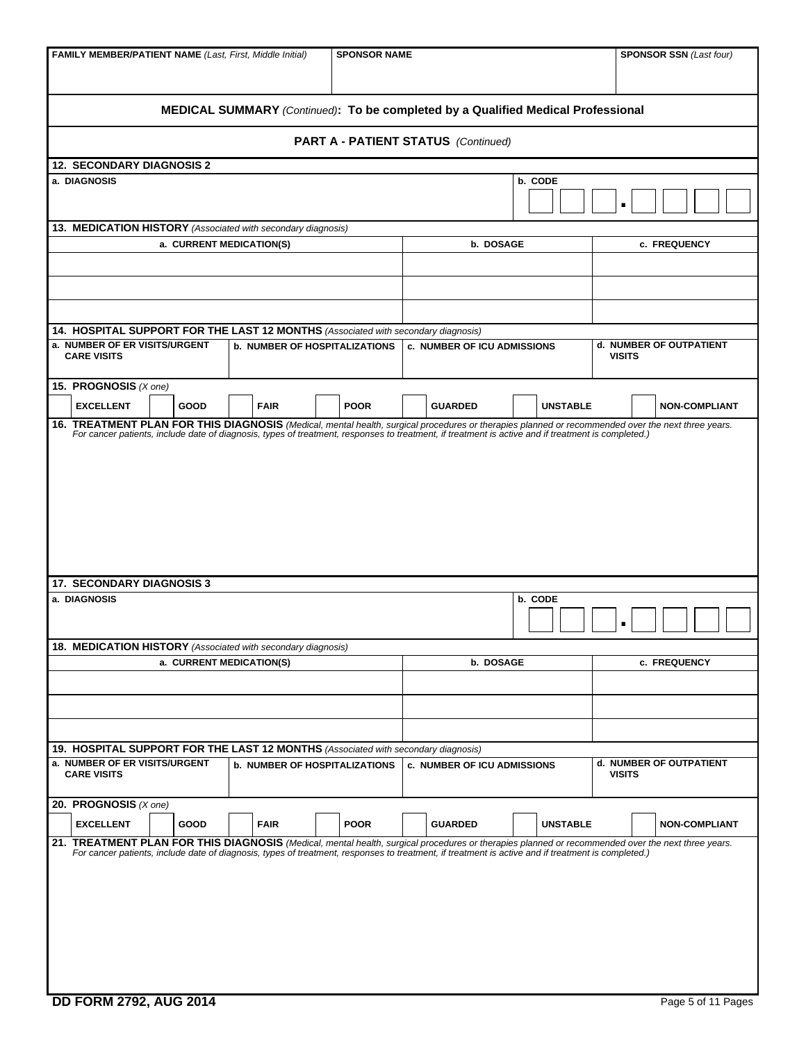| FAMILY MEMBER/PATIENT NAME *(Last, First, Middle Initial)* | SPONSOR NAME | SPONSOR SSN *(Last four)* |
|---|---|---|
| | | |

## MEDICAL SUMMARY *(Continued)*: To be completed by a Qualified Medical Professional

### PART A - PATIENT STATUS *(Continued)*

**12. SECONDARY DIAGNOSIS 2**

| a. DIAGNOSIS | b. CODE |
|---|---|
| | ___ ___ ___ . ___ ___ ___ ___ |

**13. MEDICATION HISTORY** *(Associated with secondary diagnosis)*

| a. CURRENT MEDICATION(S) | b. DOSAGE | c. FREQUENCY |
|---|---|---|
| | | |
| | | |
| | | |

**14. HOSPITAL SUPPORT FOR THE LAST 12 MONTHS** *(Associated with secondary diagnosis)*

| a. NUMBER OF ER VISITS/URGENT CARE VISITS | b. NUMBER OF HOSPITALIZATIONS | c. NUMBER OF ICU ADMISSIONS | d. NUMBER OF OUTPATIENT VISITS |
|---|---|---|---|
| | | | |

**15. PROGNOSIS** *(X one)*

☐ EXCELLENT ☐ GOOD ☐ FAIR ☐ POOR ☐ GUARDED ☐ UNSTABLE ☐ NON-COMPLIANT

**16. TREATMENT PLAN FOR THIS DIAGNOSIS** *(Medical, mental health, surgical procedures or therapies planned or recommended over the next three years. For cancer patients, include date of diagnosis, types of treatment, responses to treatment, if treatment is active and if treatment is completed.)*

**17. SECONDARY DIAGNOSIS 3**

| a. DIAGNOSIS | b. CODE |
|---|---|
| | ___ ___ ___ . ___ ___ ___ ___ |

**18. MEDICATION HISTORY** *(Associated with secondary diagnosis)*

| a. CURRENT MEDICATION(S) | b. DOSAGE | c. FREQUENCY |
|---|---|---|
| | | |
| | | |
| | | |

**19. HOSPITAL SUPPORT FOR THE LAST 12 MONTHS** *(Associated with secondary diagnosis)*

| a. NUMBER OF ER VISITS/URGENT CARE VISITS | b. NUMBER OF HOSPITALIZATIONS | c. NUMBER OF ICU ADMISSIONS | d. NUMBER OF OUTPATIENT VISITS |
|---|---|---|---|
| | | | |

**20. PROGNOSIS** *(X one)*

☐ EXCELLENT ☐ GOOD ☐ FAIR ☐ POOR ☐ GUARDED ☐ UNSTABLE ☐ NON-COMPLIANT

**21. TREATMENT PLAN FOR THIS DIAGNOSIS** *(Medical, mental health, surgical procedures or therapies planned or recommended over the next three years. For cancer patients, include date of diagnosis, types of treatment, responses to treatment, if treatment is active and if treatment is completed.)*

**DD FORM 2792, AUG 2014**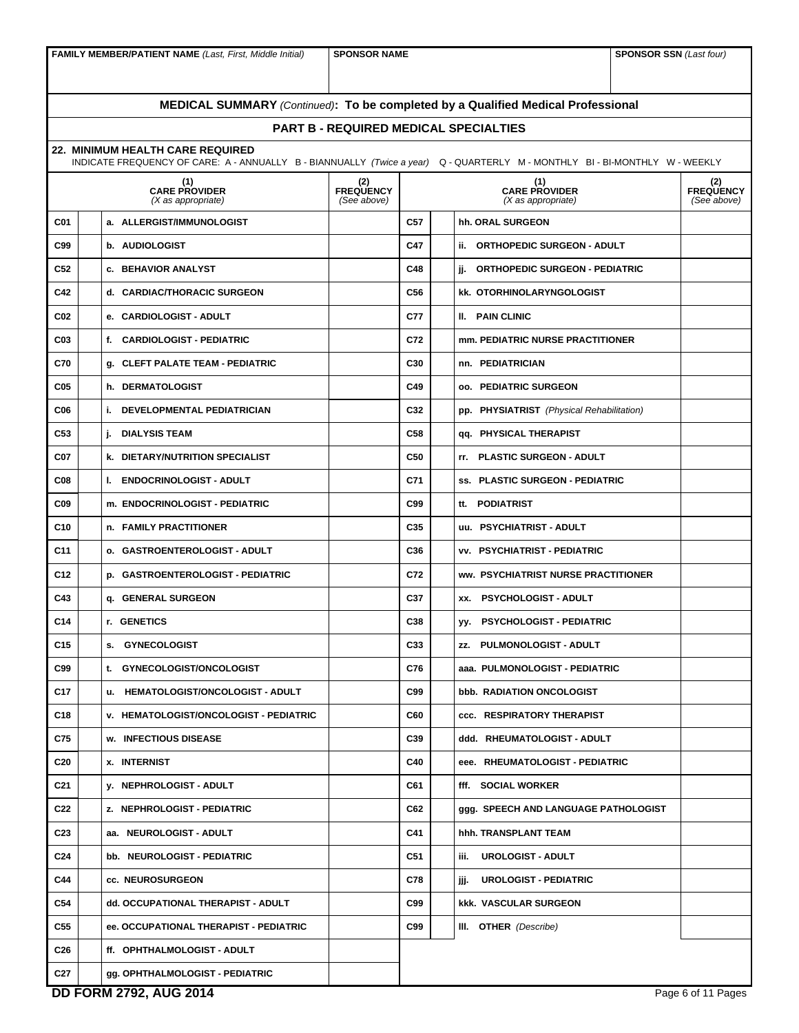| FAMILY MEMBER/PATIENT NAME *(Last, First, Middle Initial)* | SPONSOR NAME | SPONSOR SSN *(Last four)* |
|---|---|---|
| | | |

## MEDICAL SUMMARY *(Continued)*: To be completed by a Qualified Medical Professional

### PART B - REQUIRED MEDICAL SPECIALTIES

**22. MINIMUM HEALTH CARE REQUIRED**

INDICATE FREQUENCY OF CARE: A - ANNUALLY B - BIANNUALLY *(Twice a year)* Q - QUARTERLY M - MONTHLY BI - BI-MONTHLY W - WEEKLY

| | | (1) CARE PROVIDER *(X as appropriate)* | (2) FREQUENCY *(See above)* | | | (1) CARE PROVIDER *(X as appropriate)* | (2) FREQUENCY *(See above)* |
|---|---|---|---|---|---|---|---|
| C01 | | a. ALLERGIST/IMMUNOLOGIST | | C57 | | hh. ORAL SURGEON | |
| C99 | | b. AUDIOLOGIST | | C47 | | ii. ORTHOPEDIC SURGEON - ADULT | |
| C52 | | c. BEHAVIOR ANALYST | | C48 | | jj. ORTHOPEDIC SURGEON - PEDIATRIC | |
| C42 | | d. CARDIAC/THORACIC SURGEON | | C56 | | kk. OTORHINOLARYNGOLOGIST | |
| C02 | | e. CARDIOLOGIST - ADULT | | C77 | | ll. PAIN CLINIC | |
| C03 | | f. CARDIOLOGIST - PEDIATRIC | | C72 | | mm. PEDIATRIC NURSE PRACTITIONER | |
| C70 | | g. CLEFT PALATE TEAM - PEDIATRIC | | C30 | | nn. PEDIATRICIAN | |
| C05 | | h. DERMATOLOGIST | | C49 | | oo. PEDIATRIC SURGEON | |
| C06 | | i. DEVELOPMENTAL PEDIATRICIAN | | C32 | | pp. PHYSIATRIST *(Physical Rehabilitation)* | |
| C53 | | j. DIALYSIS TEAM | | C58 | | qq. PHYSICAL THERAPIST | |
| C07 | | k. DIETARY/NUTRITION SPECIALIST | | C50 | | rr. PLASTIC SURGEON - ADULT | |
| C08 | | l. ENDOCRINOLOGIST - ADULT | | C71 | | ss. PLASTIC SURGEON - PEDIATRIC | |
| C09 | | m. ENDOCRINOLOGIST - PEDIATRIC | | C99 | | tt. PODIATRIST | |
| C10 | | n. FAMILY PRACTITIONER | | C35 | | uu. PSYCHIATRIST - ADULT | |
| C11 | | o. GASTROENTEROLOGIST - ADULT | | C36 | | vv. PSYCHIATRIST - PEDIATRIC | |
| C12 | | p. GASTROENTEROLOGIST - PEDIATRIC | | C72 | | ww. PSYCHIATRIST NURSE PRACTITIONER | |
| C43 | | q. GENERAL SURGEON | | C37 | | xx. PSYCHOLOGIST - ADULT | |
| C14 | | r. GENETICS | | C38 | | yy. PSYCHOLOGIST - PEDIATRIC | |
| C15 | | s. GYNECOLOGIST | | C33 | | zz. PULMONOLOGIST - ADULT | |
| C99 | | t. GYNECOLOGIST/ONCOLOGIST | | C76 | | aaa. PULMONOLOGIST - PEDIATRIC | |
| C17 | | u. HEMATOLOGIST/ONCOLOGIST - ADULT | | C99 | | bbb. RADIATION ONCOLOGIST | |
| C18 | | v. HEMATOLOGIST/ONCOLOGIST - PEDIATRIC | | C60 | | ccc. RESPIRATORY THERAPIST | |
| C75 | | w. INFECTIOUS DISEASE | | C39 | | ddd. RHEUMATOLOGIST - ADULT | |
| C20 | | x. INTERNIST | | C40 | | eee. RHEUMATOLOGIST - PEDIATRIC | |
| C21 | | y. NEPHROLOGIST - ADULT | | C61 | | fff. SOCIAL WORKER | |
| C22 | | z. NEPHROLOGIST - PEDIATRIC | | C62 | | ggg. SPEECH AND LANGUAGE PATHOLOGIST | |
| C23 | | aa. NEUROLOGIST - ADULT | | C41 | | hhh. TRANSPLANT TEAM | |
| C24 | | bb. NEUROLOGIST - PEDIATRIC | | C51 | | iii. UROLOGIST - ADULT | |
| C44 | | cc. NEUROSURGEON | | C78 | | jjj. UROLOGIST - PEDIATRIC | |
| C54 | | dd. OCCUPATIONAL THERAPIST - ADULT | | C99 | | kkk. VASCULAR SURGEON | |
| C55 | | ee. OCCUPATIONAL THERAPIST - PEDIATRIC | | C99 | | lll. OTHER *(Describe)* | |
| C26 | | ff. OPHTHALMOLOGIST - ADULT | | | | | |
| C27 | | gg. OPHTHALMOLOGIST - PEDIATRIC | | | | | |

**DD FORM 2792, AUG 2014**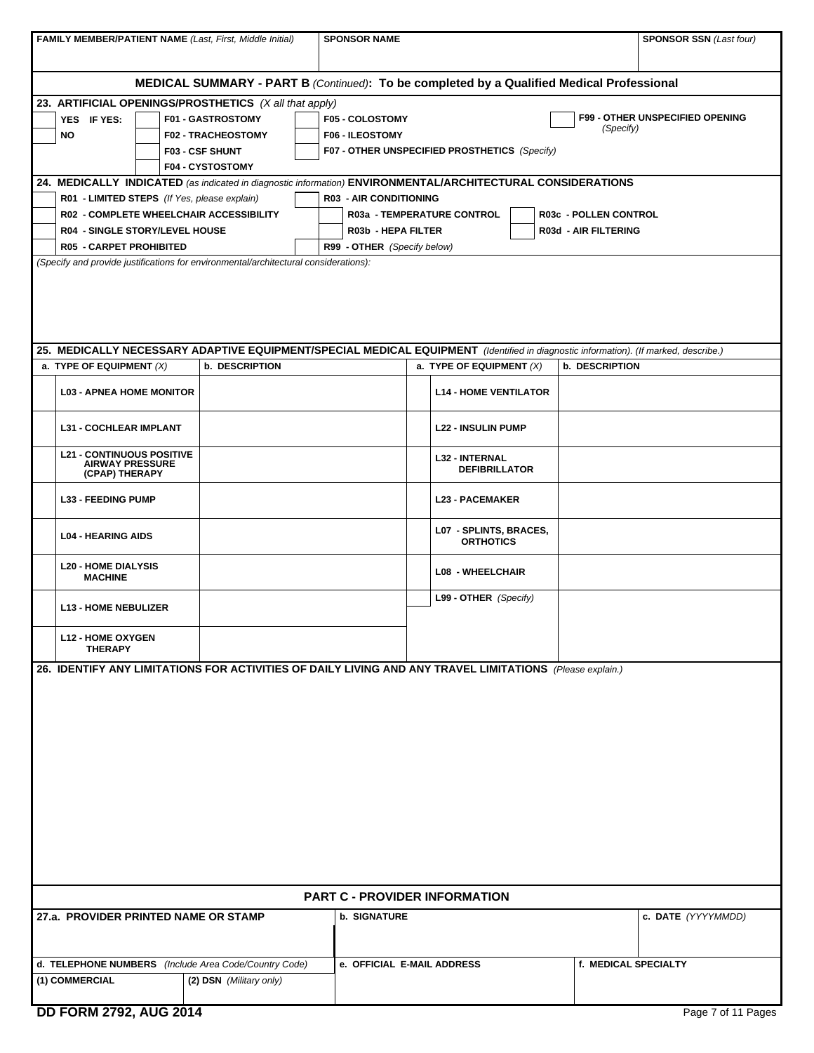| FAMILY MEMBER/PATIENT NAME *(Last, First, Middle Initial)* | SPONSOR NAME | SPONSOR SSN *(Last four)* |
|---|---|---|
| | | |

## MEDICAL SUMMARY - PART B *(Continued)*: To be completed by a Qualified Medical Professional

**23. ARTIFICIAL OPENINGS/PROSTHETICS** *(X all that apply)*

| | | | | | | |
|---|---|---|---|---|---|---|
| YES IF YES: | | F01 - GASTROSTOMY | | F05 - COLOSTOMY | | F99 - OTHER UNSPECIFIED OPENING *(Specify)* |
| NO | | F02 - TRACHEOSTOMY | | F06 - ILEOSTOMY | | |
| | | F03 - CSF SHUNT | | F07 - OTHER UNSPECIFIED PROSTHETICS *(Specify)* | | |
| | | F04 - CYSTOSTOMY | | | | |

**24. MEDICALLY INDICATED** *(as indicated in diagnostic information)* **ENVIRONMENTAL/ARCHITECTURAL CONSIDERATIONS**

| | | | | | |
|---|---|---|---|---|---|
| | R01 - LIMITED STEPS *(If Yes, please explain)* | | R03 - AIR CONDITIONING | | |
| | R02 - COMPLETE WHEELCHAIR ACCESSIBILITY | | R03a - TEMPERATURE CONTROL | | R03c - POLLEN CONTROL |
| | R04 - SINGLE STORY/LEVEL HOUSE | | R03b - HEPA FILTER | | R03d - AIR FILTERING |
| | R05 - CARPET PROHIBITED | | R99 - OTHER *(Specify below)* | | |

*(Specify and provide justifications for environmental/architectural considerations):*

**25. MEDICALLY NECESSARY ADAPTIVE EQUIPMENT/SPECIAL MEDICAL EQUIPMENT** *(Identified in diagnostic information). (If marked, describe.)*

| | a. TYPE OF EQUIPMENT *(X)* | b. DESCRIPTION | | a. TYPE OF EQUIPMENT *(X)* | b. DESCRIPTION |
|---|---|---|---|---|---|
| | L03 - APNEA HOME MONITOR | | | L14 - HOME VENTILATOR | |
| | L31 - COCHLEAR IMPLANT | | | L22 - INSULIN PUMP | |
| | L21 - CONTINUOUS POSITIVE AIRWAY PRESSURE (CPAP) THERAPY | | | L32 - INTERNAL DEFIBRILLATOR | |
| | L33 - FEEDING PUMP | | | L23 - PACEMAKER | |
| | L04 - HEARING AIDS | | | L07 - SPLINTS, BRACES, ORTHOTICS | |
| | L20 - HOME DIALYSIS MACHINE | | | L08 - WHEELCHAIR | |
| | L13 - HOME NEBULIZER | | | L99 - OTHER *(Specify)* | |
| | L12 - HOME OXYGEN THERAPY | | | | |

**26. IDENTIFY ANY LIMITATIONS FOR ACTIVITIES OF DAILY LIVING AND ANY TRAVEL LIMITATIONS** *(Please explain.)*

## PART C - PROVIDER INFORMATION

| 27.a. PROVIDER PRINTED NAME OR STAMP | | b. SIGNATURE | c. DATE *(YYYYMMDD)* |
|---|---|---|---|
| | | | |
| **d. TELEPHONE NUMBERS** *(Include Area Code/Country Code)* | | **e. OFFICIAL E-MAIL ADDRESS** | **f. MEDICAL SPECIALTY** |
| (1) COMMERCIAL | (2) DSN *(Military only)* | | |

**DD FORM 2792, AUG 2014**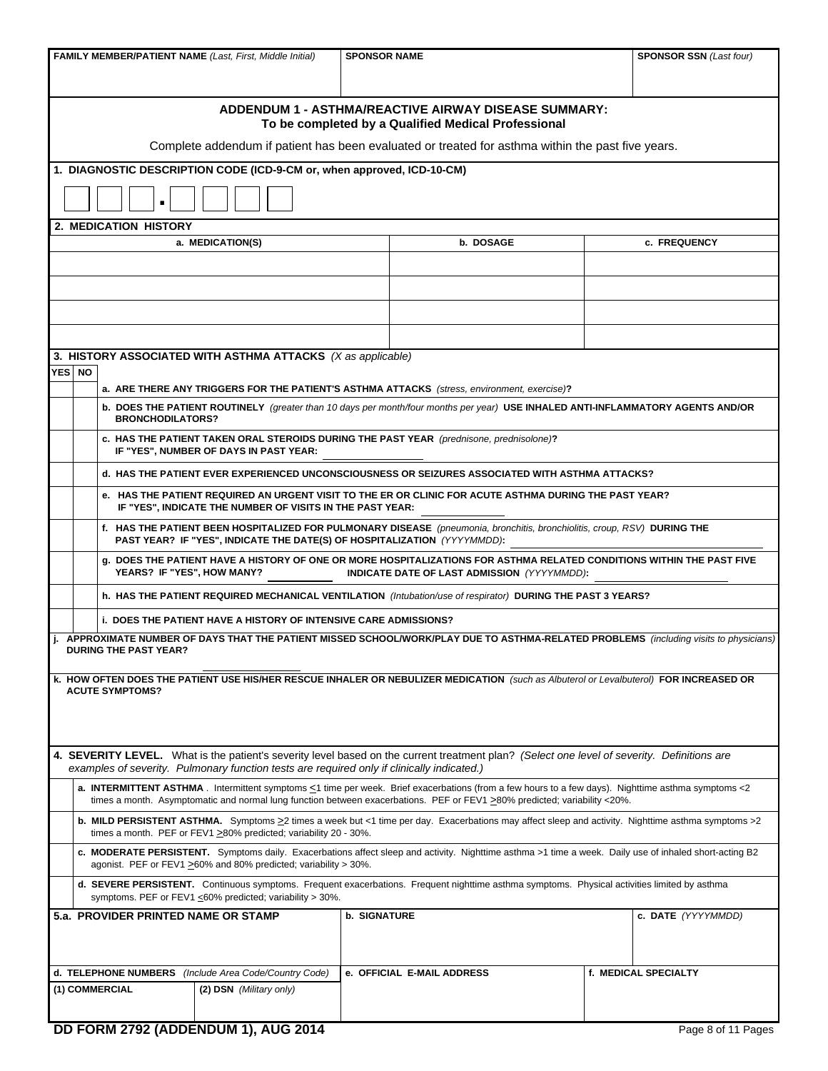| FAMILY MEMBER/PATIENT NAME *(Last, First, Middle Initial)* | SPONSOR NAME | SPONSOR SSN *(Last four)* |
|---|---|---|
| | | |

## ADDENDUM 1 - ASTHMA/REACTIVE AIRWAY DISEASE SUMMARY:
### To be completed by a Qualified Medical Professional

Complete addendum if patient has been evaluated or treated for asthma within the past five years.

**1. DIAGNOSTIC DESCRIPTION CODE (ICD-9-CM or, when approved, ICD-10-CM)**

| | | | . | | | | |
|---|---|---|---|---|---|---|---|

**2. MEDICATION HISTORY**

| a. MEDICATION(S) | b. DOSAGE | c. FREQUENCY |
|---|---|---|
| | | |
| | | |
| | | |
| | | |

**3. HISTORY ASSOCIATED WITH ASTHMA ATTACKS** *(X as applicable)*

| YES | NO | |
|---|---|---|
| | | **a. ARE THERE ANY TRIGGERS FOR THE PATIENT'S ASTHMA ATTACKS** *(stress, environment, exercise)***?** |
| | | **b. DOES THE PATIENT ROUTINELY** *(greater than 10 days per month/four months per year)* **USE INHALED ANTI-INFLAMMATORY AGENTS AND/OR BRONCHODILATORS?** |
| | | **c. HAS THE PATIENT TAKEN ORAL STEROIDS DURING THE PAST YEAR** *(prednisone, prednisolone)***? IF "YES", NUMBER OF DAYS IN PAST YEAR:** ________ |
| | | **d. HAS THE PATIENT EVER EXPERIENCED UNCONSCIOUSNESS OR SEIZURES ASSOCIATED WITH ASTHMA ATTACKS?** |
| | | **e. HAS THE PATIENT REQUIRED AN URGENT VISIT TO THE ER OR CLINIC FOR ACUTE ASTHMA DURING THE PAST YEAR? IF "YES", INDICATE THE NUMBER OF VISITS IN THE PAST YEAR:** ________ |
| | | **f. HAS THE PATIENT BEEN HOSPITALIZED FOR PULMONARY DISEASE** *(pneumonia, bronchitis, bronchiolitis, croup, RSV)* **DURING THE PAST YEAR? IF "YES", INDICATE THE DATE(S) OF HOSPITALIZATION** *(YYYYMMDD)***:** ________ |
| | | **g. DOES THE PATIENT HAVE A HISTORY OF ONE OR MORE HOSPITALIZATIONS FOR ASTHMA RELATED CONDITIONS WITHIN THE PAST FIVE YEARS? IF "YES", HOW MANY?** ________ **INDICATE DATE OF LAST ADMISSION** *(YYYYMMDD)***:** ________ |
| | | **h. HAS THE PATIENT REQUIRED MECHANICAL VENTILATION** *(Intubation/use of respirator)* **DURING THE PAST 3 YEARS?** |
| | | **i. DOES THE PATIENT HAVE A HISTORY OF INTENSIVE CARE ADMISSIONS?** |

**j. APPROXIMATE NUMBER OF DAYS THAT THE PATIENT MISSED SCHOOL/WORK/PLAY DUE TO ASTHMA-RELATED PROBLEMS** *(including visits to physicians)* **DURING THE PAST YEAR?** ________

**k. HOW OFTEN DOES THE PATIENT USE HIS/HER RESCUE INHALER OR NEBULIZER MEDICATION** *(such as Albuterol or Levalbuterol)* **FOR INCREASED OR ACUTE SYMPTOMS?**

**4. SEVERITY LEVEL.** What is the patient's severity level based on the current treatment plan? *(Select one level of severity. Definitions are examples of severity. Pulmonary function tests are required only if clinically indicated.)*

| | |
|---|---|
| | **a. INTERMITTENT ASTHMA**. Intermittent symptoms ≤1 time per week. Brief exacerbations (from a few hours to a few days). Nighttime asthma symptoms <2 times a month. Asymptomatic and normal lung function between exacerbations. PEF or FEV1 ≥80% predicted; variability <20%. |
| | **b. MILD PERSISTENT ASTHMA.** Symptoms ≥2 times a week but <1 time per day. Exacerbations may affect sleep and activity. Nighttime asthma symptoms >2 times a month. PEF or FEV1 ≥80% predicted; variability 20 - 30%. |
| | **c. MODERATE PERSISTENT.** Symptoms daily. Exacerbations affect sleep and activity. Nighttime asthma >1 time a week. Daily use of inhaled short-acting B2 agonist. PEF or FEV1 ≥60% and 80% predicted; variability > 30%. |
| | **d. SEVERE PERSISTENT.** Continuous symptoms. Frequent exacerbations. Frequent nighttime asthma symptoms. Physical activities limited by asthma symptoms. PEF or FEV1 ≤60% predicted; variability > 30%. |

| 5.a. PROVIDER PRINTED NAME OR STAMP | | b. SIGNATURE | c. DATE *(YYYYMMDD)* |
|---|---|---|---|
| | | | |
| **d. TELEPHONE NUMBERS** *(Include Area Code/Country Code)* | | **e. OFFICIAL E-MAIL ADDRESS** | **f. MEDICAL SPECIALTY** |
| (1) COMMERCIAL | (2) DSN *(Military only)* | | |

**DD FORM 2792 (ADDENDUM 1), AUG 2014**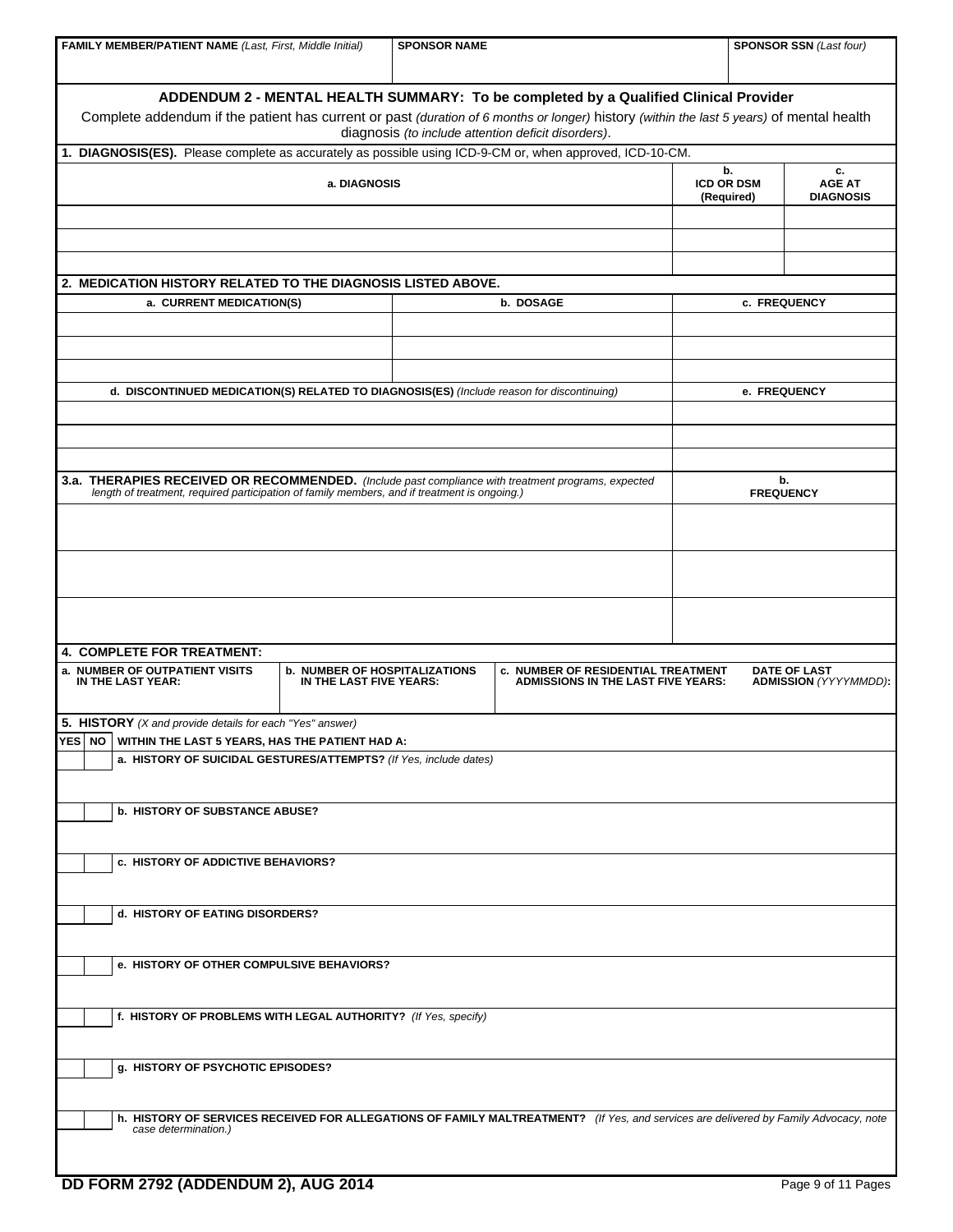| FAMILY MEMBER/PATIENT NAME *(Last, First, Middle Initial)* | SPONSOR NAME | SPONSOR SSN *(Last four)* |
| --- | --- | --- |
| | | |

## ADDENDUM 2 - MENTAL HEALTH SUMMARY: To be completed by a Qualified Clinical Provider

Complete addendum if the patient has current or past *(duration of 6 months or longer)* history *(within the last 5 years)* of mental health diagnosis *(to include attention deficit disorders)*.

**1. DIAGNOSIS(ES).** Please complete as accurately as possible using ICD-9-CM or, when approved, ICD-10-CM.

| a. DIAGNOSIS | b. ICD OR DSM (Required) | c. AGE AT DIAGNOSIS |
| --- | --- | --- |
| | | |
| | | |
| | | |

**2. MEDICATION HISTORY RELATED TO THE DIAGNOSIS LISTED ABOVE.**

| a. CURRENT MEDICATION(S) | b. DOSAGE | c. FREQUENCY |
| --- | --- | --- |
| | | |
| | | |
| | | |

| d. DISCONTINUED MEDICATION(S) RELATED TO DIAGNOSIS(ES) *(Include reason for discontinuing)* | e. FREQUENCY |
| --- | --- |
| | |
| | |
| | |

| 3.a. THERAPIES RECEIVED OR RECOMMENDED. *(Include past compliance with treatment programs, expected length of treatment, required participation of family members, and if treatment is ongoing.)* | b. FREQUENCY |
| --- | --- |
| | |
| | |
| | |

**4. COMPLETE FOR TREATMENT:**

| a. NUMBER OF OUTPATIENT VISITS IN THE LAST YEAR: | b. NUMBER OF HOSPITALIZATIONS IN THE LAST FIVE YEARS: | c. NUMBER OF RESIDENTIAL TREATMENT ADMISSIONS IN THE LAST FIVE YEARS: | DATE OF LAST ADMISSION *(YYYYMMDD)*: |
| --- | --- | --- | --- |
| | | | |

**5. HISTORY** *(X and provide details for each "Yes" answer)*

| YES | NO | WITHIN THE LAST 5 YEARS, HAS THE PATIENT HAD A: |
| --- | --- | --- |
| | | a. HISTORY OF SUICIDAL GESTURES/ATTEMPTS? *(If Yes, include dates)* |
| | | b. HISTORY OF SUBSTANCE ABUSE? |
| | | c. HISTORY OF ADDICTIVE BEHAVIORS? |
| | | d. HISTORY OF EATING DISORDERS? |
| | | e. HISTORY OF OTHER COMPULSIVE BEHAVIORS? |
| | | f. HISTORY OF PROBLEMS WITH LEGAL AUTHORITY? *(If Yes, specify)* |
| | | g. HISTORY OF PSYCHOTIC EPISODES? |
| | | h. HISTORY OF SERVICES RECEIVED FOR ALLEGATIONS OF FAMILY MALTREATMENT? *(If Yes, and services are delivered by Family Advocacy, note case determination.)* |

**DD FORM 2792 (ADDENDUM 2), AUG 2014**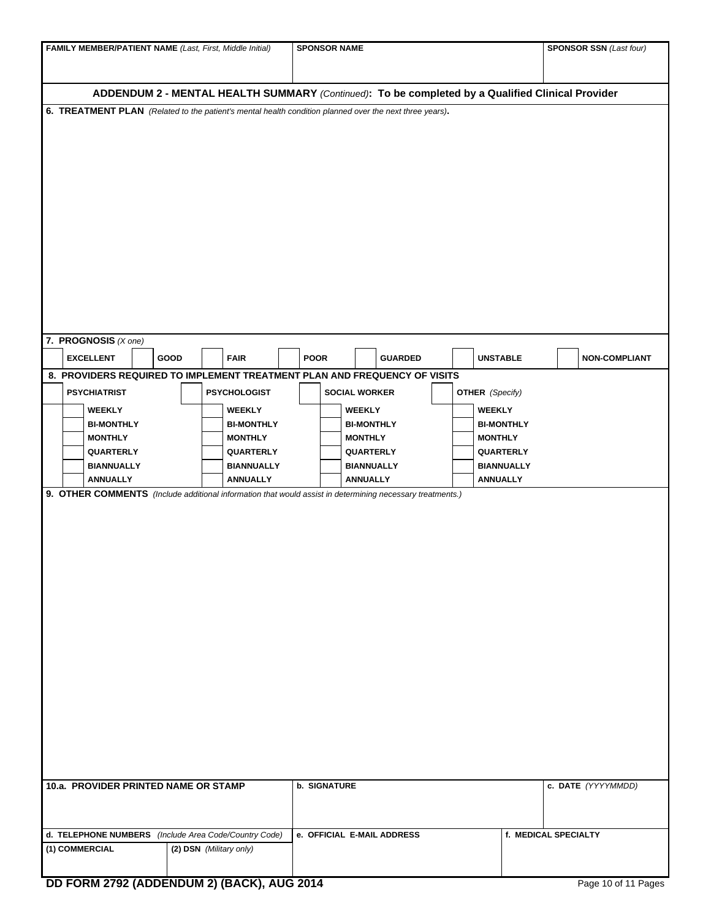| FAMILY MEMBER/PATIENT NAME *(Last, First, Middle Initial)* | SPONSOR NAME | SPONSOR SSN *(Last four)* |
|---|---|---|
| | | |

## ADDENDUM 2 - MENTAL HEALTH SUMMARY *(Continued)*: To be completed by a Qualified Clinical Provider

**6. TREATMENT PLAN** *(Related to the patient's mental health condition planned over the next three years)*.

**7. PROGNOSIS** *(X one)*

| | | | | | | | | | | | | | |
|---|---|---|---|---|---|---|---|---|---|---|---|---|---|
| | EXCELLENT | | GOOD | | FAIR | | POOR | | GUARDED | | UNSTABLE | | NON-COMPLIANT |

**8. PROVIDERS REQUIRED TO IMPLEMENT TREATMENT PLAN AND FREQUENCY OF VISITS**

| | PSYCHIATRIST | | PSYCHOLOGIST | | SOCIAL WORKER | | OTHER *(Specify)* |
|---|---|---|---|---|---|---|---|
| | WEEKLY | | WEEKLY | | WEEKLY | | WEEKLY |
| | BI-MONTHLY | | BI-MONTHLY | | BI-MONTHLY | | BI-MONTHLY |
| | MONTHLY | | MONTHLY | | MONTHLY | | MONTHLY |
| | QUARTERLY | | QUARTERLY | | QUARTERLY | | QUARTERLY |
| | BIANNUALLY | | BIANNUALLY | | BIANNUALLY | | BIANNUALLY |
| | ANNUALLY | | ANNUALLY | | ANNUALLY | | ANNUALLY |

**9. OTHER COMMENTS** *(Include additional information that would assist in determining necessary treatments.)*

| 10.a. PROVIDER PRINTED NAME OR STAMP | | b. SIGNATURE | | c. DATE *(YYYYMMDD)* |
|---|---|---|---|---|
| | | | | |
| **d. TELEPHONE NUMBERS** *(Include Area Code/Country Code)* | | **e. OFFICIAL E-MAIL ADDRESS** | **f. MEDICAL SPECIALTY** | |
| (1) COMMERCIAL | (2) DSN *(Military only)* | | | |

**DD FORM 2792 (ADDENDUM 2) (BACK), AUG 2014**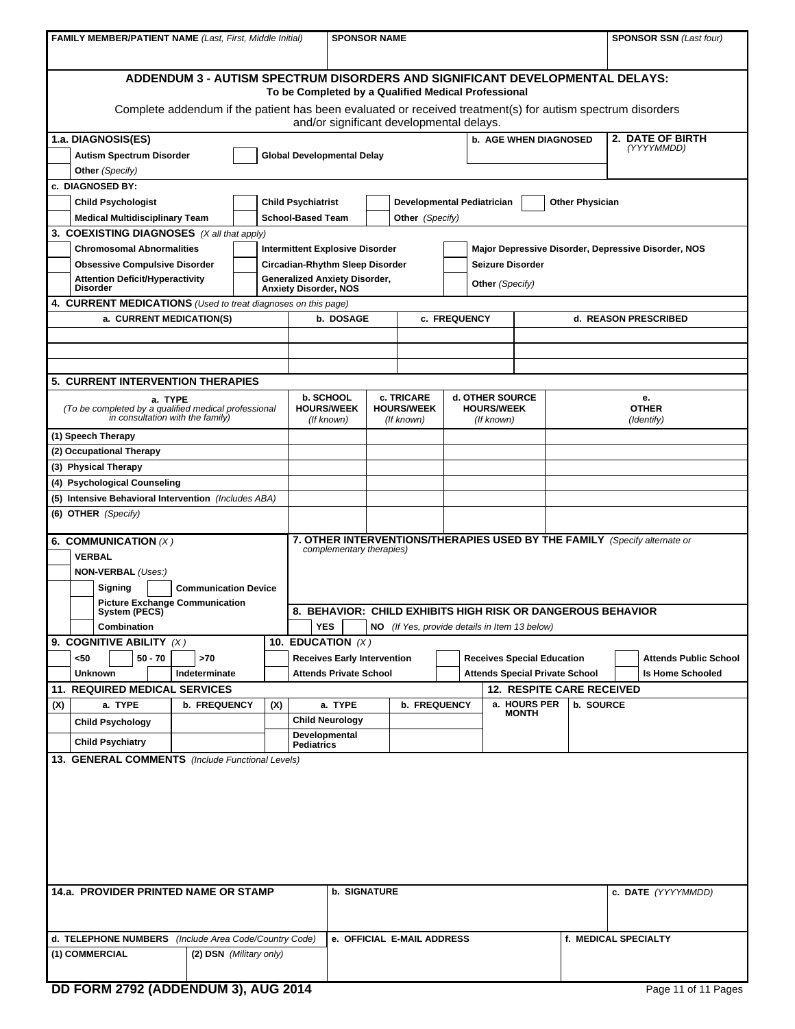| FAMILY MEMBER/PATIENT NAME *(Last, First, Middle Initial)* | SPONSOR NAME | SPONSOR SSN *(Last four)* |
|---|---|---|
| | | |

## ADDENDUM 3 - AUTISM SPECTRUM DISORDERS AND SIGNIFICANT DEVELOPMENTAL DELAYS:

**To be Completed by a Qualified Medical Professional**

Complete addendum if the patient has been evaluated or received treatment(s) for autism spectrum disorders and/or significant developmental delays.

**1.a. DIAGNOSIS(ES)**

- [ ] Autism Spectrum Disorder
- [ ] Global Developmental Delay
- [ ] Other *(Specify)*

**b. AGE WHEN DIAGNOSED**

**2. DATE OF BIRTH** *(YYYYMMDD)*

**c. DIAGNOSED BY:**

- [ ] Child Psychologist
- [ ] Child Psychiatrist
- [ ] Developmental Pediatrician
- [ ] Other Physician
- [ ] Medical Multidisciplinary Team
- [ ] School-Based Team
- [ ] Other *(Specify)*

**3. COEXISTING DIAGNOSES** *(X all that apply)*

- [ ] Chromosomal Abnormalities
- [ ] Intermittent Explosive Disorder
- [ ] Major Depressive Disorder, Depressive Disorder, NOS
- [ ] Obsessive Compulsive Disorder
- [ ] Circadian-Rhythm Sleep Disorder
- [ ] Seizure Disorder
- [ ] Attention Deficit/Hyperactivity Disorder
- [ ] Generalized Anxiety Disorder, Anxiety Disorder, NOS
- [ ] Other *(Specify)*

**4. CURRENT MEDICATIONS** *(Used to treat diagnoses on this page)*

| a. CURRENT MEDICATION(S) | b. DOSAGE | c. FREQUENCY | d. REASON PRESCRIBED |
|---|---|---|---|
| | | | |
| | | | |
| | | | |

**5. CURRENT INTERVENTION THERAPIES**

| a. TYPE *(To be completed by a qualified medical professional in consultation with the family)* | b. SCHOOL HOURS/WEEK *(If known)* | c. TRICARE HOURS/WEEK *(If known)* | d. OTHER SOURCE HOURS/WEEK *(If known)* | e. OTHER *(Identify)* |
|---|---|---|---|---|
| (1) Speech Therapy | | | | |
| (2) Occupational Therapy | | | | |
| (3) Physical Therapy | | | | |
| (4) Psychological Counseling | | | | |
| (5) Intensive Behavioral Intervention *(Includes ABA)* | | | | |
| (6) OTHER *(Specify)* | | | | |

**6. COMMUNICATION** *(X)*

- [ ] VERBAL
- [ ] NON-VERBAL *(Uses:)*
  - [ ] Signing
  - [ ] Communication Device
  - [ ] Picture Exchange Communication System (PECS)
  - [ ] Combination

**7. OTHER INTERVENTIONS/THERAPIES USED BY THE FAMILY** *(Specify alternate or complementary therapies)*

**8. BEHAVIOR: CHILD EXHIBITS HIGH RISK OR DANGEROUS BEHAVIOR**

- [ ] YES
- [ ] NO *(If Yes, provide details in Item 13 below)*

**9. COGNITIVE ABILITY** *(X)*

- [ ] <50
- [ ] 50 - 70
- [ ] >70
- [ ] Unknown
- [ ] Indeterminate

**10. EDUCATION** *(X)*

- [ ] Receives Early Intervention
- [ ] Receives Special Education
- [ ] Attends Public School
- [ ] Attends Private School
- [ ] Attends Special Private School
- [ ] Is Home Schooled

**11. REQUIRED MEDICAL SERVICES**

| (X) | a. TYPE | b. FREQUENCY | (X) | a. TYPE | b. FREQUENCY |
|---|---|---|---|---|---|
| | Child Psychology | | | Child Neurology | |
| | Child Psychiatry | | | Developmental Pediatrics | |

**12. RESPITE CARE RECEIVED**

| a. HOURS PER MONTH | b. SOURCE |
|---|---|
| | |

**13. GENERAL COMMENTS** *(Include Functional Levels)*

| 14.a. PROVIDER PRINTED NAME OR STAMP | b. SIGNATURE | c. DATE *(YYYYMMDD)* |
|---|---|---|
| | | |

| d. TELEPHONE NUMBERS *(Include Area Code/Country Code)* | | e. OFFICIAL E-MAIL ADDRESS | f. MEDICAL SPECIALTY |
|---|---|---|---|
| (1) COMMERCIAL | (2) DSN *(Military only)* | | |

**DD FORM 2792 (ADDENDUM 3), AUG 2014**